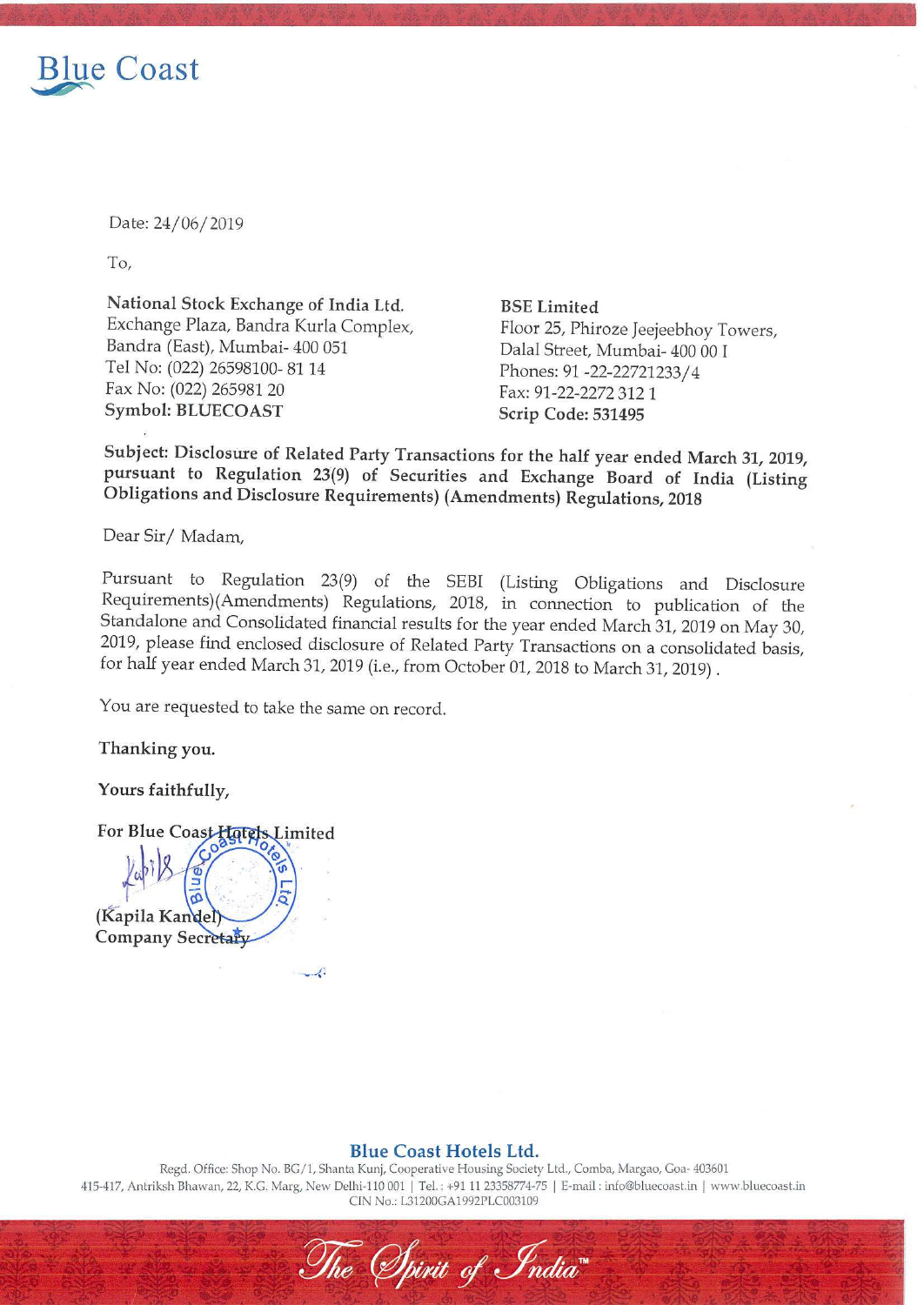Blue Coast

Date: 24/06/2019

To,

**National Stock Exchange of India Ltd.**
Exchange Plaza, Bandra Kurla Complex,
Bandra (East), Mumbai- 400 051
Tel No: (022) 26598100- 81 14
Fax No: (022) 265981 20
**Symbol: BLUECOAST**

**BSE Limited**
Floor 25, Phiroze Jeejeebhoy Towers,
Dalal Street, Mumbai- 400 00 I
Phones: 91 -22-22721233/4
Fax: 91-22-2272 312 1
**Scrip Code: 531495**

**Subject: Disclosure of Related Party Transactions for the half year ended March 31, 2019, pursuant to Regulation 23(9) of Securities and Exchange Board of India (Listing Obligations and Disclosure Requirements) (Amendments) Regulations, 2018**

Dear Sir/ Madam,

Pursuant to Regulation 23(9) of the SEBI (Listing Obligations and Disclosure Requirements)(Amendments) Regulations, 2018, in connection to publication of the Standalone and Consolidated financial results for the year ended March 31, 2019 on May 30, 2019, please find enclosed disclosure of Related Party Transactions on a consolidated basis, for half year ended March 31, 2019 (i.e., from October 01, 2018 to March 31, 2019) .

You are requested to take the same on record.

**Thanking you.**

**Yours faithfully,**

**For Blue Coast Hotels Limited**

**(Kapila Kandel)**
**Company Secretary**

**Blue Coast Hotels Ltd.**
Regd. Office: Shop No. BG/1, Shanta Kunj, Cooperative Housing Society Ltd., Comba, Margao, Goa- 403601
415-417, Antriksh Bhawan, 22, K.G. Marg, New Delhi-110 001 | Tel.: +91 11 23358774-75 | E-mail : info@bluecoast.in | www.bluecoast.in
CIN No.: L31200GA1992PLC003109

*The Spirit of India™*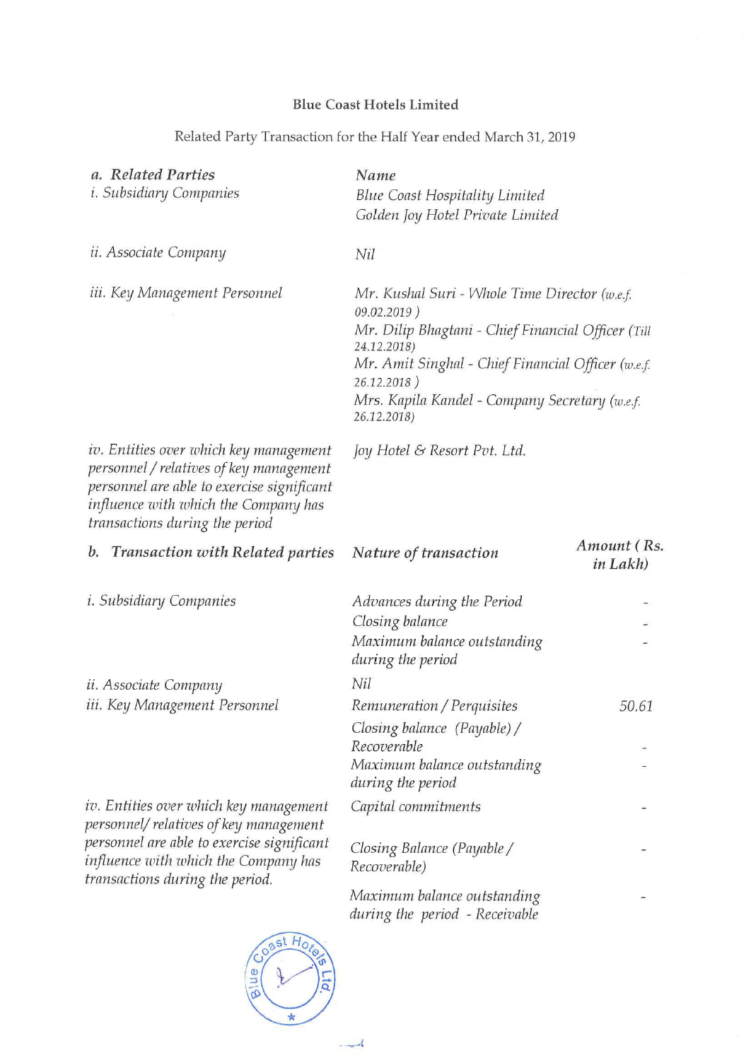**Blue Coast Hotels Limited**

Related Party Transaction for the Half Year ended March 31, 2019

| *a. Related Parties* | *Name* |
|---|---|
| *i. Subsidiary Companies* | *Blue Coast Hospitality Limited*<br>*Golden Joy Hotel Private Limited* |
| *ii. Associate Company* | *Nil* |
| *iii. Key Management Personnel* | *Mr. Kushal Suri - Whole Time Director (w.e.f. 09.02.2019 )*<br>*Mr. Dilip Bhagtani - Chief Financial Officer (Till 24.12.2018)*<br>*Mr. Amit Singhal - Chief Financial Officer (w.e.f. 26.12.2018 )*<br>*Mrs. Kapila Kandel - Company Secretary (w.e.f. 26.12.2018)* |
| *iv. Entities over which key management personnel / relatives of key management personnel are able to exercise significant influence with which the Company has transactions during the period* | *Joy Hotel & Resort Pvt. Ltd.* |

| *b. Transaction with Related parties* | *Nature of transaction* | *Amount ( Rs. in Lakh)* |
|---|---|---|
| *i. Subsidiary Companies* | *Advances during the Period* | - |
| | *Closing balance* | - |
| | *Maximum balance outstanding during the period* | - |
| *ii. Associate Company* | *Nil* | |
| *iii. Key Management Personnel* | *Remuneration / Perquisites* | 50.61 |
| | *Closing balance (Payable) / Recoverable* | - |
| | *Maximum balance outstanding during the period* | - |
| *iv. Entities over which key management personnel/ relatives of key management personnel are able to exercise significant influence with which the Company has transactions during the period.* | *Capital commitments* | - |
| | *Closing Balance (Payable / Recoverable)* | - |
| | *Maximum balance outstanding during the period - Receivable* | - |